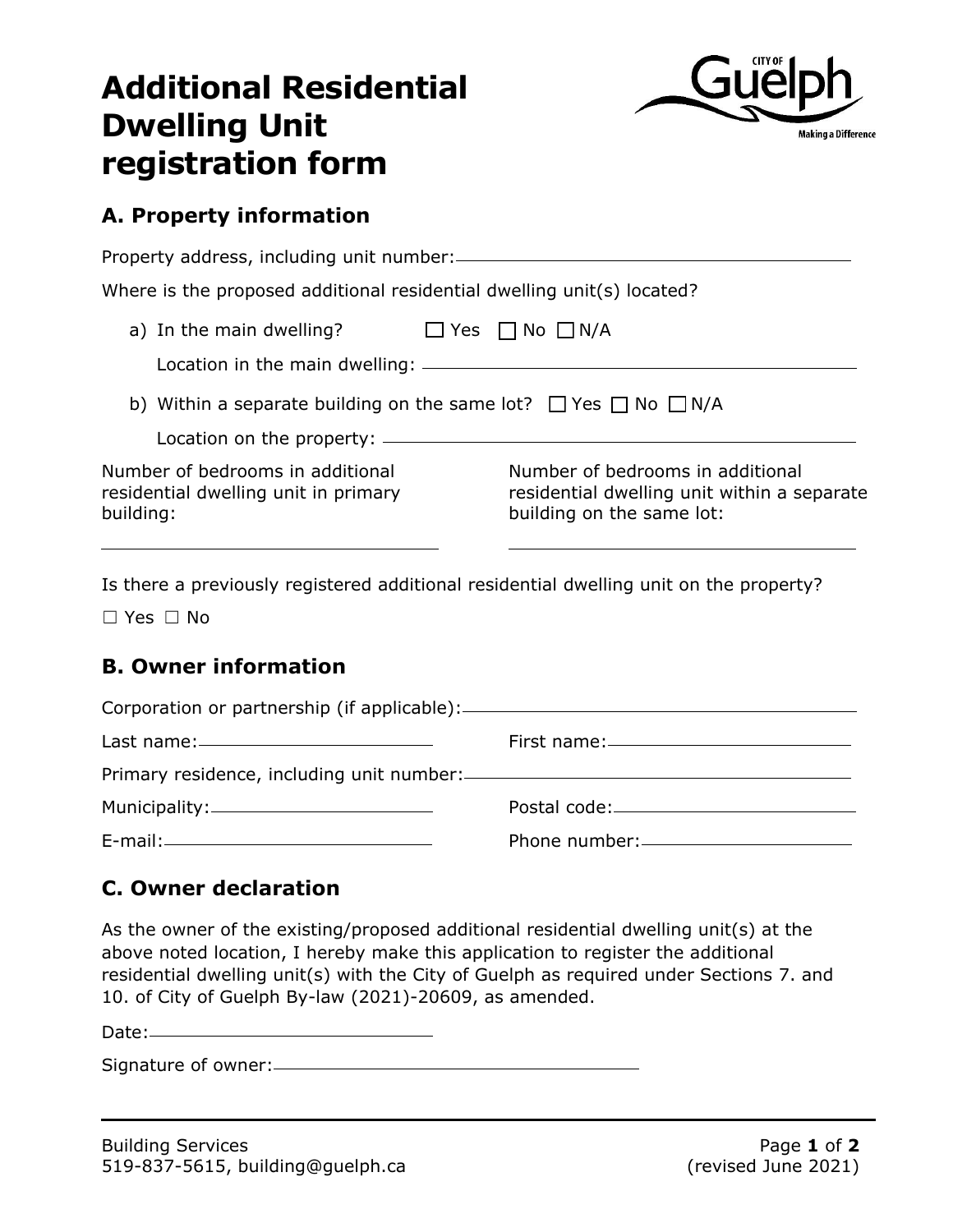# Additional Residential Dwelling Unit registration form

## A. Property information

Property address, including unit number: \_\_\_\_\_\_\_\_\_\_\_\_\_\_\_\_\_\_\_\_

Where is the proposed additional residential dwelling unit(s) located?

a) In the main dwelling? ☐ Yes ☐ No ☐ N/A

Location in the main dwelling: \_\_\_\_\_\_\_\_\_\_\_\_\_\_\_\_\_\_\_\_

b) Within a separate building on the same lot? ☐ Yes ☐ No ☐ N/A

Location on the property: \_\_\_\_\_\_\_\_\_\_\_\_\_\_\_\_\_\_\_\_

Number of bedrooms in additional residential dwelling unit in primary building: \_\_\_\_\_\_\_\_\_\_\_\_\_\_\_\_\_\_\_\_

Number of bedrooms in additional residential dwelling unit within a separate building on the same lot: \_\_\_\_\_\_\_\_\_\_\_\_\_\_\_\_\_\_\_\_

Is there a previously registered additional residential dwelling unit on the property?

☐ Yes ☐ No

## B. Owner information

Corporation or partnership (if applicable): \_\_\_\_\_\_\_\_\_\_\_\_\_\_\_\_\_\_\_\_

Last name: \_\_\_\_\_\_\_\_\_\_\_\_\_\_\_\_\_\_\_\_ First name: \_\_\_\_\_\_\_\_\_\_\_\_\_\_\_\_\_\_\_\_

Primary residence, including unit number: \_\_\_\_\_\_\_\_\_\_\_\_\_\_\_\_\_\_\_\_

Municipality: \_\_\_\_\_\_\_\_\_\_\_\_\_\_\_\_\_\_\_\_ Postal code: \_\_\_\_\_\_\_\_\_\_\_\_\_\_\_\_\_\_\_\_

E-mail: \_\_\_\_\_\_\_\_\_\_\_\_\_\_\_\_\_\_\_\_ Phone number: \_\_\_\_\_\_\_\_\_\_\_\_\_\_\_\_\_\_\_\_

## C. Owner declaration

As the owner of the existing/proposed additional residential dwelling unit(s) at the above noted location, I hereby make this application to register the additional residential dwelling unit(s) with the City of Guelph as required under Sections 7. and 10. of City of Guelph By-law (2021)-20609, as amended.

Date: \_\_\_\_\_\_\_\_\_\_\_\_\_\_\_\_\_\_\_\_

Signature of owner: \_\_\_\_\_\_\_\_\_\_\_\_\_\_\_\_\_\_\_\_

Building Services
519-837-5615, building@guelph.ca

(revised June 2021)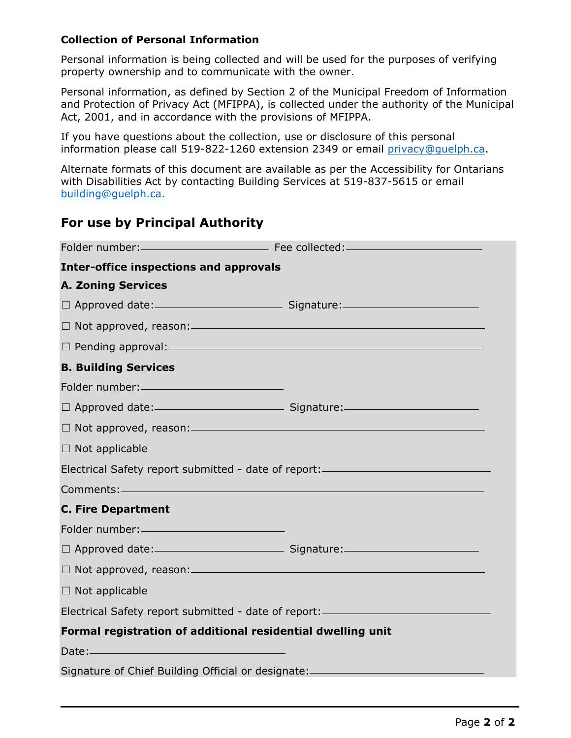**Collection of Personal Information**

Personal information is being collected and will be used for the purposes of verifying property ownership and to communicate with the owner.

Personal information, as defined by Section 2 of the Municipal Freedom of Information and Protection of Privacy Act (MFIPPA), is collected under the authority of the Municipal Act, 2001, and in accordance with the provisions of MFIPPA.

If you have questions about the collection, use or disclosure of this personal information please call 519-822-1260 extension 2349 or email privacy@guelph.ca.

Alternate formats of this document are available as per the Accessibility for Ontarians with Disabilities Act by contacting Building Services at 519-837-5615 or email building@guelph.ca.

## For use by Principal Authority

Folder number:\_\_\_\_\_\_\_\_\_\_\_\_\_\_\_\_\_\_\_\_ Fee collected:\_\_\_\_\_\_\_\_\_\_\_\_\_\_\_\_\_\_\_\_

**Inter-office inspections and approvals**

**A. Zoning Services**

☐ Approved date:\_\_\_\_\_\_\_\_\_\_\_\_\_\_\_\_\_\_\_\_ Signature:\_\_\_\_\_\_\_\_\_\_\_\_\_\_\_\_\_\_\_\_

☐ Not approved, reason:\_\_\_\_\_\_\_\_\_\_\_\_\_\_\_\_\_\_\_\_\_\_\_\_\_\_\_\_\_\_\_\_\_\_\_\_\_\_\_\_

☐ Pending approval:\_\_\_\_\_\_\_\_\_\_\_\_\_\_\_\_\_\_\_\_\_\_\_\_\_\_\_\_\_\_\_\_\_\_\_\_\_\_\_\_

**B. Building Services**

Folder number:\_\_\_\_\_\_\_\_\_\_\_\_\_\_\_\_\_\_\_\_

☐ Approved date:\_\_\_\_\_\_\_\_\_\_\_\_\_\_\_\_\_\_\_\_ Signature:\_\_\_\_\_\_\_\_\_\_\_\_\_\_\_\_\_\_\_\_

☐ Not approved, reason:\_\_\_\_\_\_\_\_\_\_\_\_\_\_\_\_\_\_\_\_\_\_\_\_\_\_\_\_\_\_\_\_\_\_\_\_\_\_\_\_

☐ Not applicable

Electrical Safety report submitted - date of report:\_\_\_\_\_\_\_\_\_\_\_\_\_\_\_\_\_\_\_\_

Comments:\_\_\_\_\_\_\_\_\_\_\_\_\_\_\_\_\_\_\_\_\_\_\_\_\_\_\_\_\_\_\_\_\_\_\_\_\_\_\_\_

**C. Fire Department**

Folder number:\_\_\_\_\_\_\_\_\_\_\_\_\_\_\_\_\_\_\_\_

☐ Approved date:\_\_\_\_\_\_\_\_\_\_\_\_\_\_\_\_\_\_\_\_ Signature:\_\_\_\_\_\_\_\_\_\_\_\_\_\_\_\_\_\_\_\_

☐ Not approved, reason:\_\_\_\_\_\_\_\_\_\_\_\_\_\_\_\_\_\_\_\_\_\_\_\_\_\_\_\_\_\_\_\_\_\_\_\_\_\_\_\_

☐ Not applicable

Electrical Safety report submitted - date of report:\_\_\_\_\_\_\_\_\_\_\_\_\_\_\_\_\_\_\_\_

**Formal registration of additional residential dwelling unit**

Date:\_\_\_\_\_\_\_\_\_\_\_\_\_\_\_\_\_\_\_\_

Signature of Chief Building Official or designate:\_\_\_\_\_\_\_\_\_\_\_\_\_\_\_\_\_\_\_\_